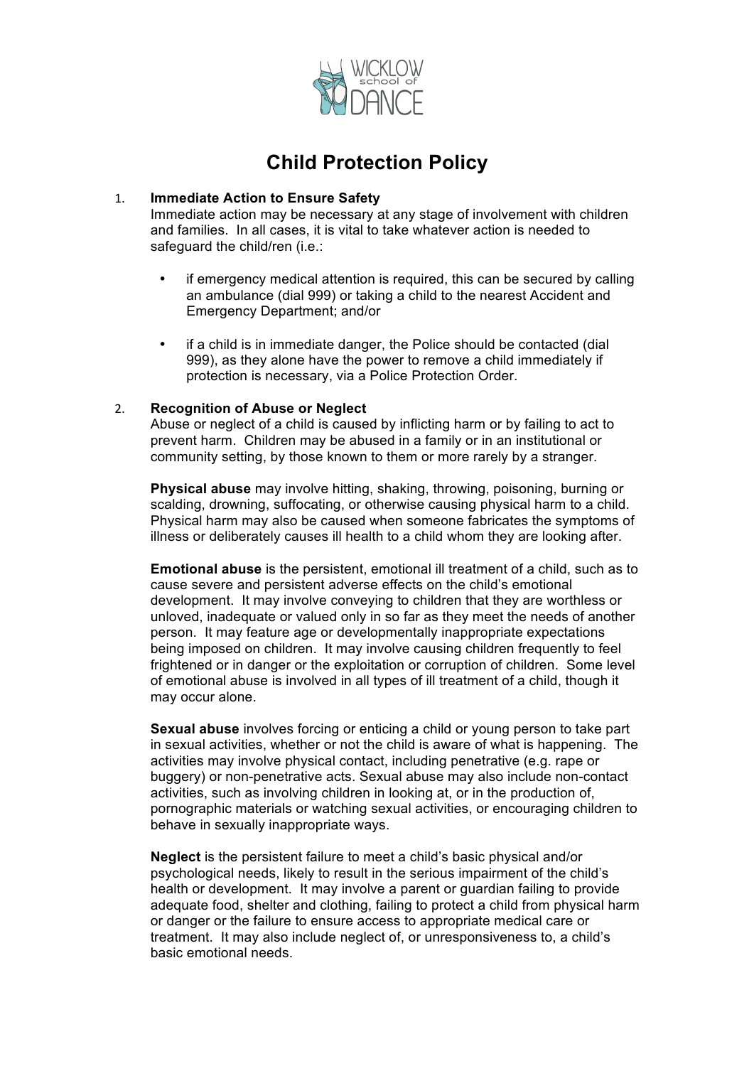WICKLOW school of DANCE

# Child Protection Policy

1. **Immediate Action to Ensure Safety**
   Immediate action may be necessary at any stage of involvement with children and families. In all cases, it is vital to take whatever action is needed to safeguard the child/ren (i.e.:

   - if emergency medical attention is required, this can be secured by calling an ambulance (dial 999) or taking a child to the nearest Accident and Emergency Department; and/or

   - if a child is in immediate danger, the Police should be contacted (dial 999), as they alone have the power to remove a child immediately if protection is necessary, via a Police Protection Order.

2. **Recognition of Abuse or Neglect**
   Abuse or neglect of a child is caused by inflicting harm or by failing to act to prevent harm. Children may be abused in a family or in an institutional or community setting, by those known to them or more rarely by a stranger.

   **Physical abuse** may involve hitting, shaking, throwing, poisoning, burning or scalding, drowning, suffocating, or otherwise causing physical harm to a child. Physical harm may also be caused when someone fabricates the symptoms of illness or deliberately causes ill health to a child whom they are looking after.

   **Emotional abuse** is the persistent, emotional ill treatment of a child, such as to cause severe and persistent adverse effects on the child's emotional development. It may involve conveying to children that they are worthless or unloved, inadequate or valued only in so far as they meet the needs of another person. It may feature age or developmentally inappropriate expectations being imposed on children. It may involve causing children frequently to feel frightened or in danger or the exploitation or corruption of children. Some level of emotional abuse is involved in all types of ill treatment of a child, though it may occur alone.

   **Sexual abuse** involves forcing or enticing a child or young person to take part in sexual activities, whether or not the child is aware of what is happening. The activities may involve physical contact, including penetrative (e.g. rape or buggery) or non-penetrative acts. Sexual abuse may also include non-contact activities, such as involving children in looking at, or in the production of, pornographic materials or watching sexual activities, or encouraging children to behave in sexually inappropriate ways.

   **Neglect** is the persistent failure to meet a child's basic physical and/or psychological needs, likely to result in the serious impairment of the child's health or development. It may involve a parent or guardian failing to provide adequate food, shelter and clothing, failing to protect a child from physical harm or danger or the failure to ensure access to appropriate medical care or treatment. It may also include neglect of, or unresponsiveness to, a child's basic emotional needs.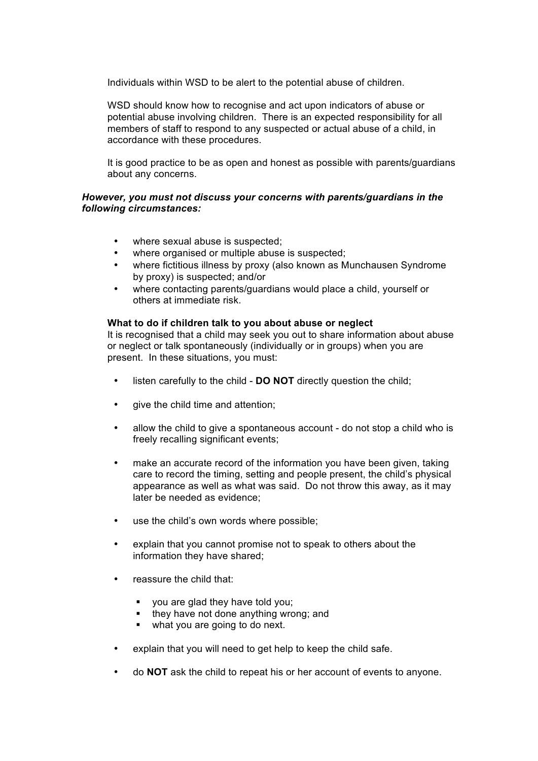Individuals within WSD to be alert to the potential abuse of children.

WSD should know how to recognise and act upon indicators of abuse or potential abuse involving children. There is an expected responsibility for all members of staff to respond to any suspected or actual abuse of a child, in accordance with these procedures.

It is good practice to be as open and honest as possible with parents/guardians about any concerns.

***However, you must not discuss your concerns with parents/guardians in the following circumstances:***

- where sexual abuse is suspected;
- where organised or multiple abuse is suspected;
- where fictitious illness by proxy (also known as Munchausen Syndrome by proxy) is suspected; and/or
- where contacting parents/guardians would place a child, yourself or others at immediate risk.

**What to do if children talk to you about abuse or neglect**

It is recognised that a child may seek you out to share information about abuse or neglect or talk spontaneously (individually or in groups) when you are present. In these situations, you must:

- listen carefully to the child - **DO NOT** directly question the child;
- give the child time and attention;
- allow the child to give a spontaneous account - do not stop a child who is freely recalling significant events;
- make an accurate record of the information you have been given, taking care to record the timing, setting and people present, the child's physical appearance as well as what was said. Do not throw this away, as it may later be needed as evidence;
- use the child's own words where possible;
- explain that you cannot promise not to speak to others about the information they have shared;
- reassure the child that:
  - you are glad they have told you;
  - they have not done anything wrong; and
  - what you are going to do next.
- explain that you will need to get help to keep the child safe.
- do **NOT** ask the child to repeat his or her account of events to anyone.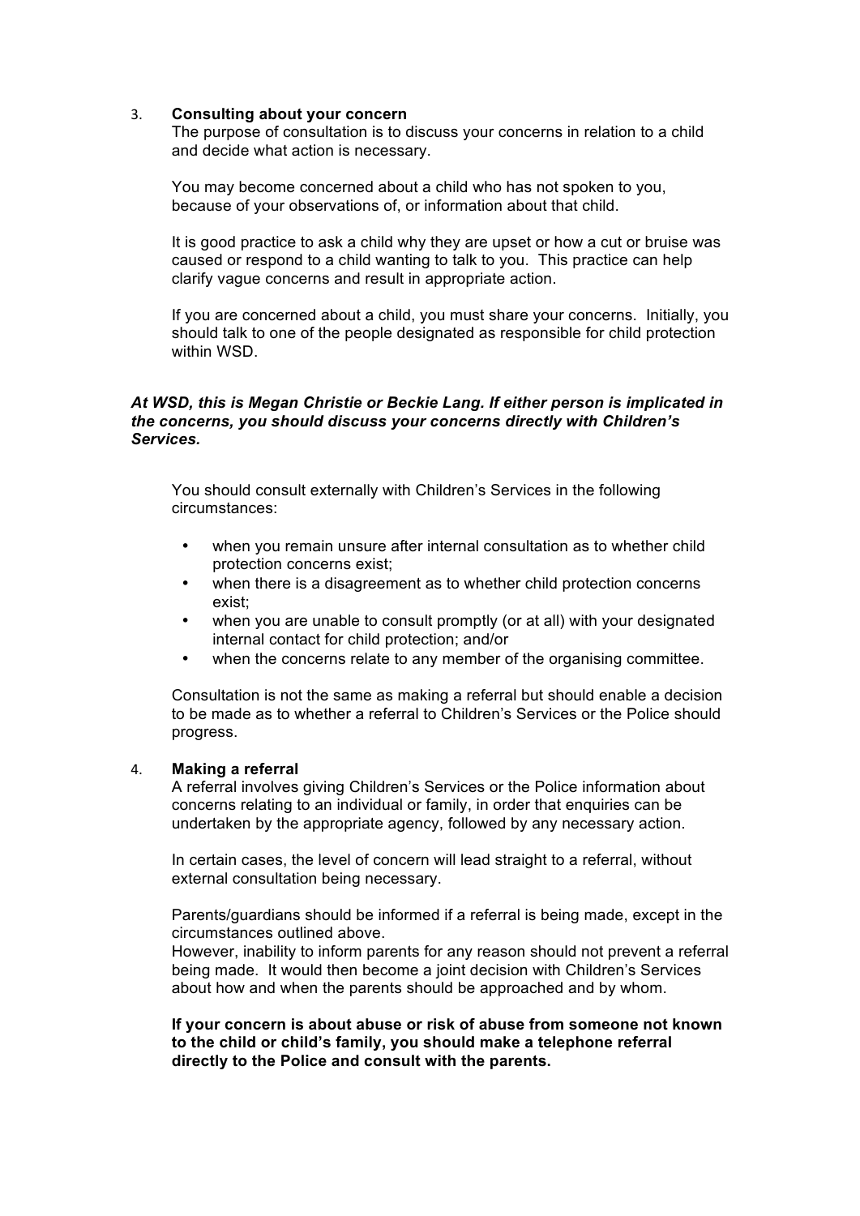## 3. Consulting about your concern

The purpose of consultation is to discuss your concerns in relation to a child and decide what action is necessary.

You may become concerned about a child who has not spoken to you, because of your observations of, or information about that child.

It is good practice to ask a child why they are upset or how a cut or bruise was caused or respond to a child wanting to talk to you. This practice can help clarify vague concerns and result in appropriate action.

If you are concerned about a child, you must share your concerns. Initially, you should talk to one of the people designated as responsible for child protection within WSD.

***At WSD, this is Megan Christie or Beckie Lang. If either person is implicated in the concerns, you should discuss your concerns directly with Children's Services.***

You should consult externally with Children's Services in the following circumstances:

- when you remain unsure after internal consultation as to whether child protection concerns exist;
- when there is a disagreement as to whether child protection concerns exist;
- when you are unable to consult promptly (or at all) with your designated internal contact for child protection; and/or
- when the concerns relate to any member of the organising committee.

Consultation is not the same as making a referral but should enable a decision to be made as to whether a referral to Children's Services or the Police should progress.

## 4. Making a referral

A referral involves giving Children's Services or the Police information about concerns relating to an individual or family, in order that enquiries can be undertaken by the appropriate agency, followed by any necessary action.

In certain cases, the level of concern will lead straight to a referral, without external consultation being necessary.

Parents/guardians should be informed if a referral is being made, except in the circumstances outlined above.
However, inability to inform parents for any reason should not prevent a referral being made. It would then become a joint decision with Children's Services about how and when the parents should be approached and by whom.

**If your concern is about abuse or risk of abuse from someone not known to the child or child's family, you should make a telephone referral directly to the Police and consult with the parents.**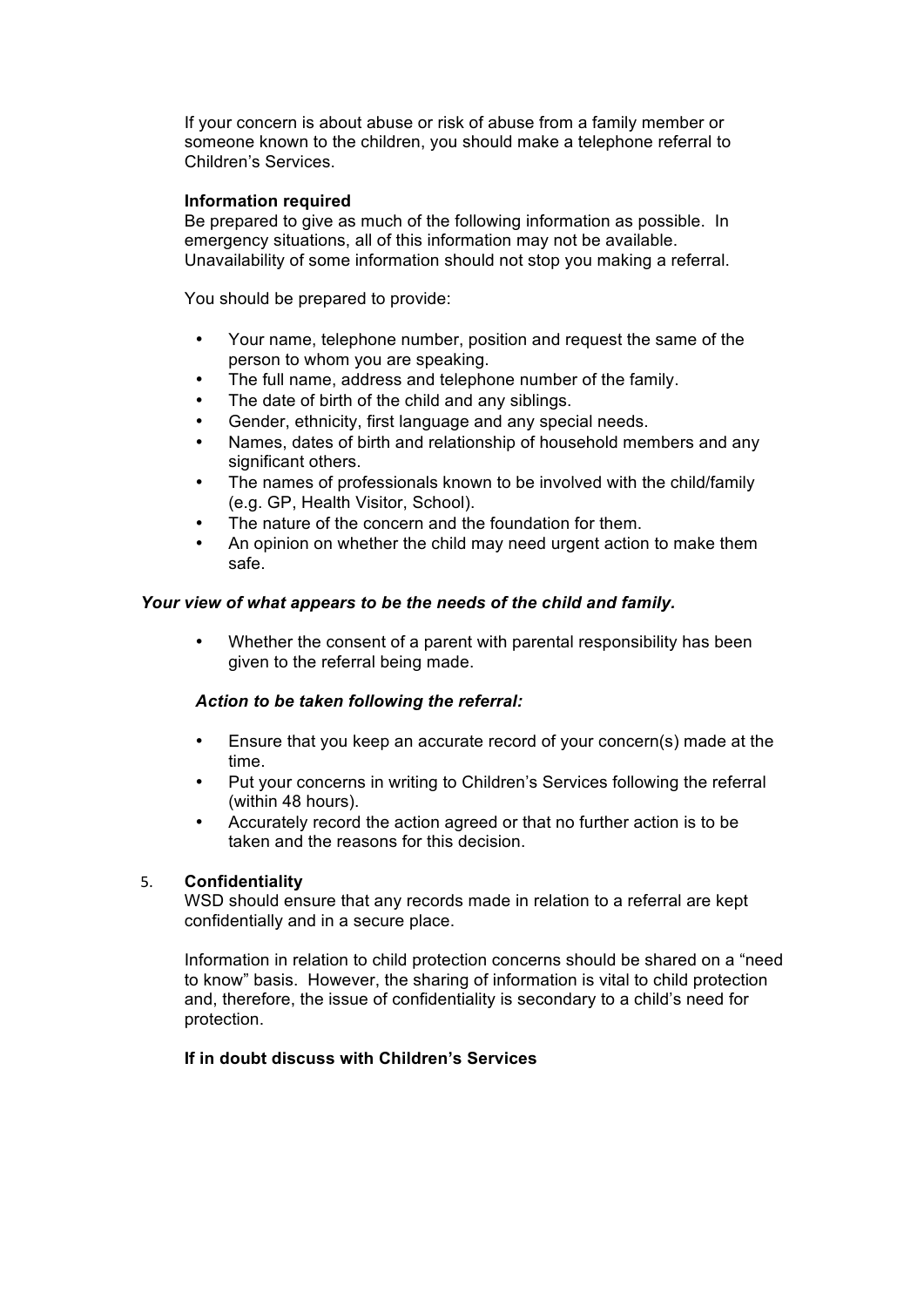If your concern is about abuse or risk of abuse from a family member or someone known to the children, you should make a telephone referral to Children's Services.

**Information required**

Be prepared to give as much of the following information as possible. In emergency situations, all of this information may not be available. Unavailability of some information should not stop you making a referral.

You should be prepared to provide:

- Your name, telephone number, position and request the same of the person to whom you are speaking.
- The full name, address and telephone number of the family.
- The date of birth of the child and any siblings.
- Gender, ethnicity, first language and any special needs.
- Names, dates of birth and relationship of household members and any significant others.
- The names of professionals known to be involved with the child/family (e.g. GP, Health Visitor, School).
- The nature of the concern and the foundation for them.
- An opinion on whether the child may need urgent action to make them safe.

***Your view of what appears to be the needs of the child and family.***

- Whether the consent of a parent with parental responsibility has been given to the referral being made.

***Action to be taken following the referral:***

- Ensure that you keep an accurate record of your concern(s) made at the time.
- Put your concerns in writing to Children's Services following the referral (within 48 hours).
- Accurately record the action agreed or that no further action is to be taken and the reasons for this decision.

5. **Confidentiality**

WSD should ensure that any records made in relation to a referral are kept confidentially and in a secure place.

Information in relation to child protection concerns should be shared on a "need to know" basis. However, the sharing of information is vital to child protection and, therefore, the issue of confidentiality is secondary to a child's need for protection.

**If in doubt discuss with Children's Services**